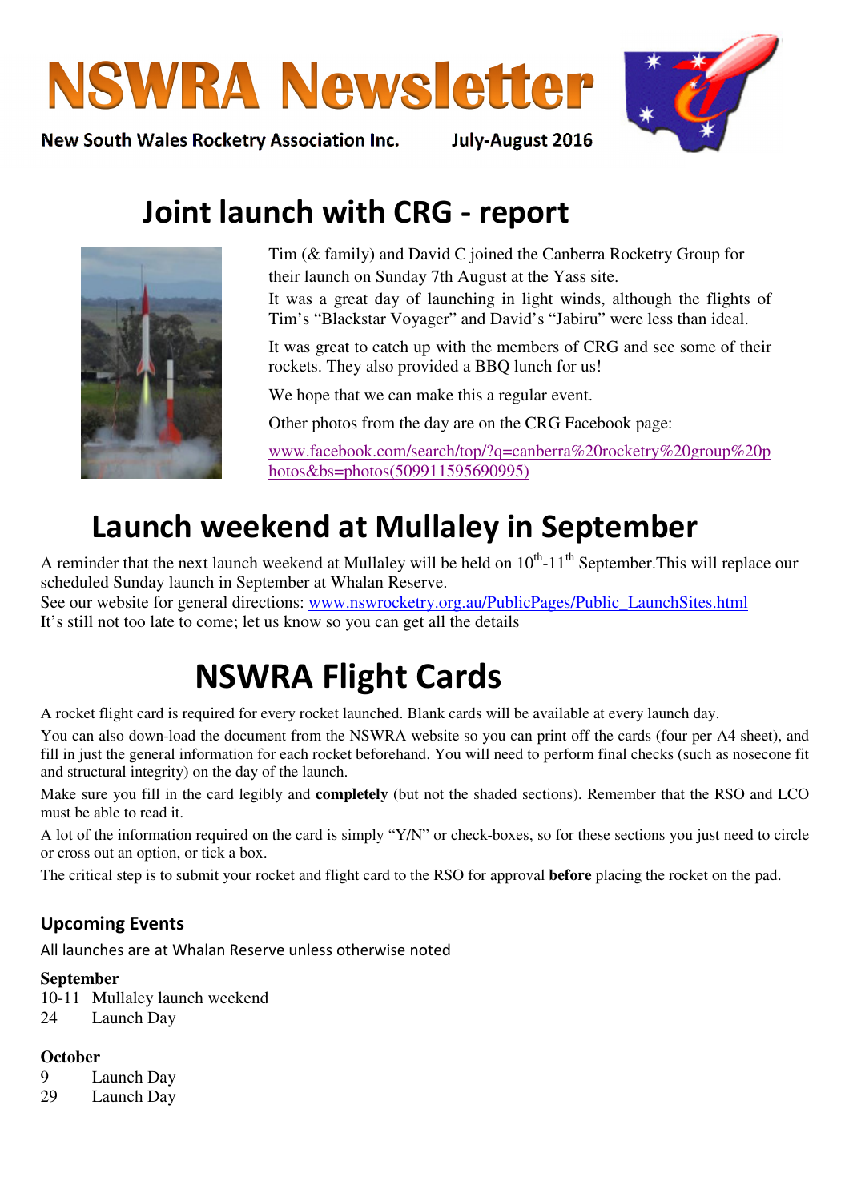# NSWRA Newsletter

**New South Wales Rocketry Association Inc.** **July-August 2016**

## Joint launch with CRG - report

Tim (& family) and David C joined the Canberra Rocketry Group for their launch on Sunday 7th August at the Yass site.

It was a great day of launching in light winds, although the flights of Tim's "Blackstar Voyager" and David's "Jabiru" were less than ideal.

It was great to catch up with the members of CRG and see some of their rockets. They also provided a BBQ lunch for us!

We hope that we can make this a regular event.

Other photos from the day are on the CRG Facebook page:

www.facebook.com/search/top/?q=canberra%20rocketry%20group%20photos&bs=photos(509911595690995)

## Launch weekend at Mullaley in September

A reminder that the next launch weekend at Mullaley will be held on 10th-11th September.This will replace our scheduled Sunday launch in September at Whalan Reserve.

See our website for general directions: www.nswrocketry.org.au/PublicPages/Public_LaunchSites.html

It's still not too late to come; let us know so you can get all the details

## NSWRA Flight Cards

A rocket flight card is required for every rocket launched. Blank cards will be available at every launch day.

You can also down-load the document from the NSWRA website so you can print off the cards (four per A4 sheet), and fill in just the general information for each rocket beforehand. You will need to perform final checks (such as nosecone fit and structural integrity) on the day of the launch.

Make sure you fill in the card legibly and **completely** (but not the shaded sections). Remember that the RSO and LCO must be able to read it.

A lot of the information required on the card is simply "Y/N" or check-boxes, so for these sections you just need to circle or cross out an option, or tick a box.

The critical step is to submit your rocket and flight card to the RSO for approval **before** placing the rocket on the pad.

### Upcoming Events

All launches are at Whalan Reserve unless otherwise noted

**September**

10-11 Mullaley launch weekend
24 Launch Day

**October**

9 Launch Day
29 Launch Day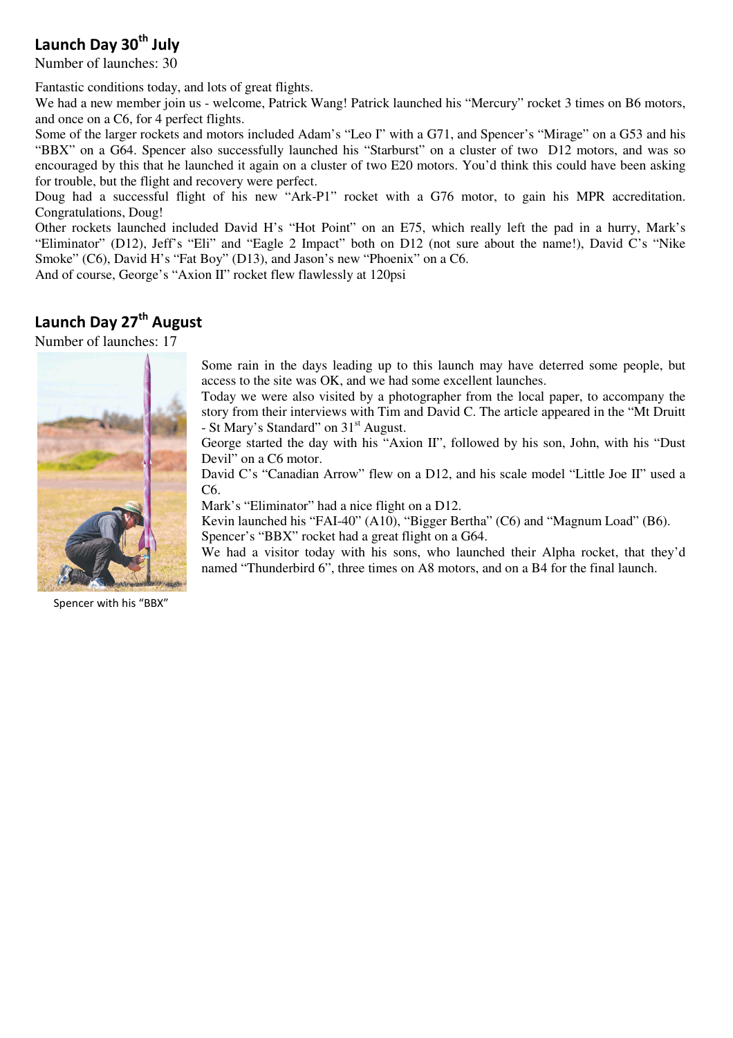## Launch Day 30th July

Number of launches: 30

Fantastic conditions today, and lots of great flights.

We had a new member join us - welcome, Patrick Wang! Patrick launched his "Mercury" rocket 3 times on B6 motors, and once on a C6, for 4 perfect flights.

Some of the larger rockets and motors included Adam's "Leo I" with a G71, and Spencer's "Mirage" on a G53 and his "BBX" on a G64. Spencer also successfully launched his "Starburst" on a cluster of two D12 motors, and was so encouraged by this that he launched it again on a cluster of two E20 motors. You'd think this could have been asking for trouble, but the flight and recovery were perfect.

Doug had a successful flight of his new "Ark-P1" rocket with a G76 motor, to gain his MPR accreditation. Congratulations, Doug!

Other rockets launched included David H's "Hot Point" on an E75, which really left the pad in a hurry, Mark's "Eliminator" (D12), Jeff's "Eli" and "Eagle 2 Impact" both on D12 (not sure about the name!), David C's "Nike Smoke" (C6), David H's "Fat Boy" (D13), and Jason's new "Phoenix" on a C6.

And of course, George's "Axion II" rocket flew flawlessly at 120psi

## Launch Day 27th August

Number of launches: 17

Some rain in the days leading up to this launch may have deterred some people, but access to the site was OK, and we had some excellent launches.

Today we were also visited by a photographer from the local paper, to accompany the story from their interviews with Tim and David C. The article appeared in the "Mt Druitt - St Mary's Standard" on 31st August.

George started the day with his "Axion II", followed by his son, John, with his "Dust Devil" on a C6 motor.

David C's "Canadian Arrow" flew on a D12, and his scale model "Little Joe II" used a C6.

Mark's "Eliminator" had a nice flight on a D12.

Kevin launched his "FAI-40" (A10), "Bigger Bertha" (C6) and "Magnum Load" (B6).

Spencer's "BBX" rocket had a great flight on a G64.

We had a visitor today with his sons, who launched their Alpha rocket, that they'd named "Thunderbird 6", three times on A8 motors, and on a B4 for the final launch.

Spencer with his "BBX"